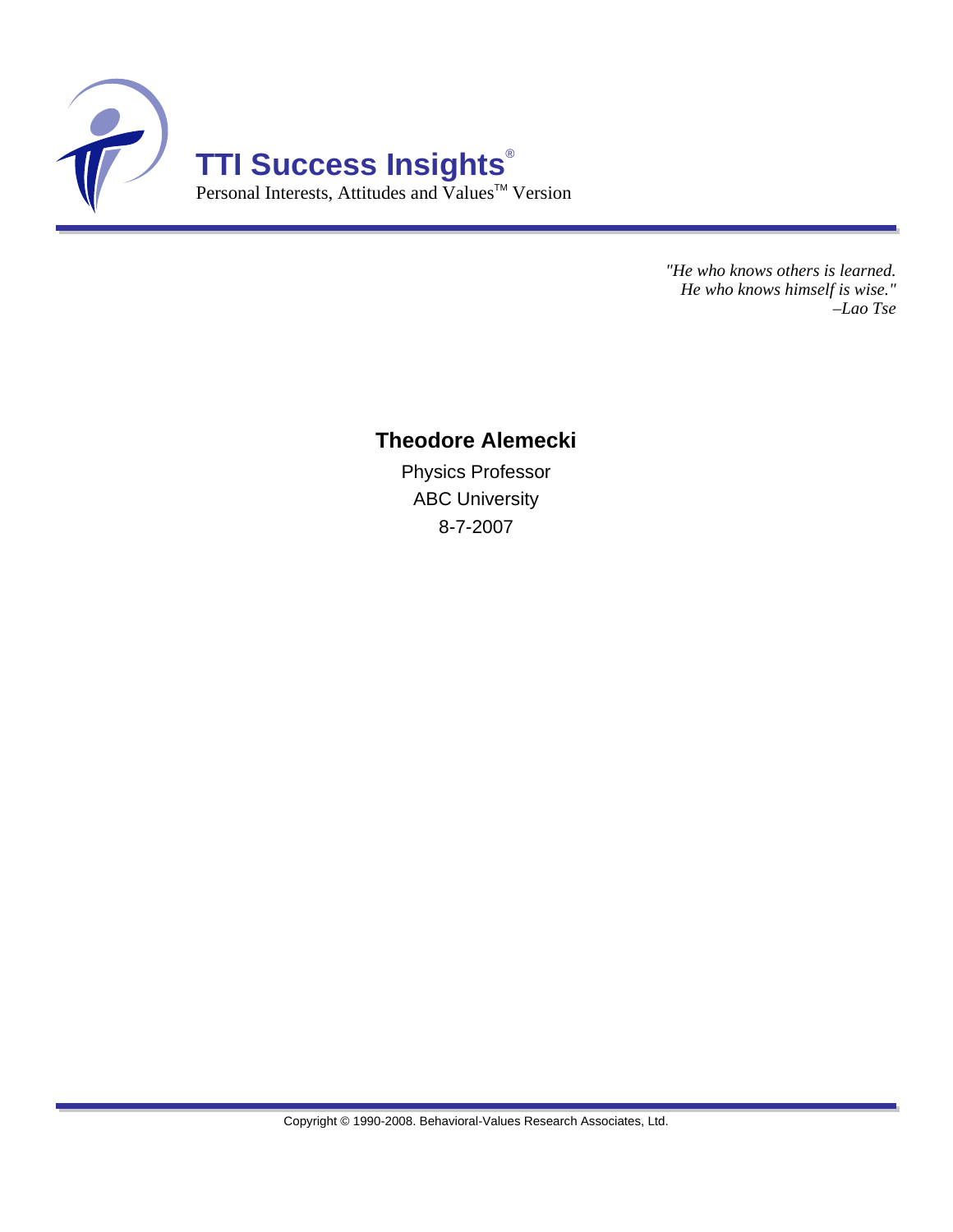# TTI Success Insights®

Personal Interests, Attitudes and Values™ Version

*"He who knows others is learned.*
*He who knows himself is wise."*
*–Lao Tse*

## Theodore Alemecki

Physics Professor

ABC University

8-7-2007

Copyright © 1990-2008. Behavioral-Values Research Associates, Ltd.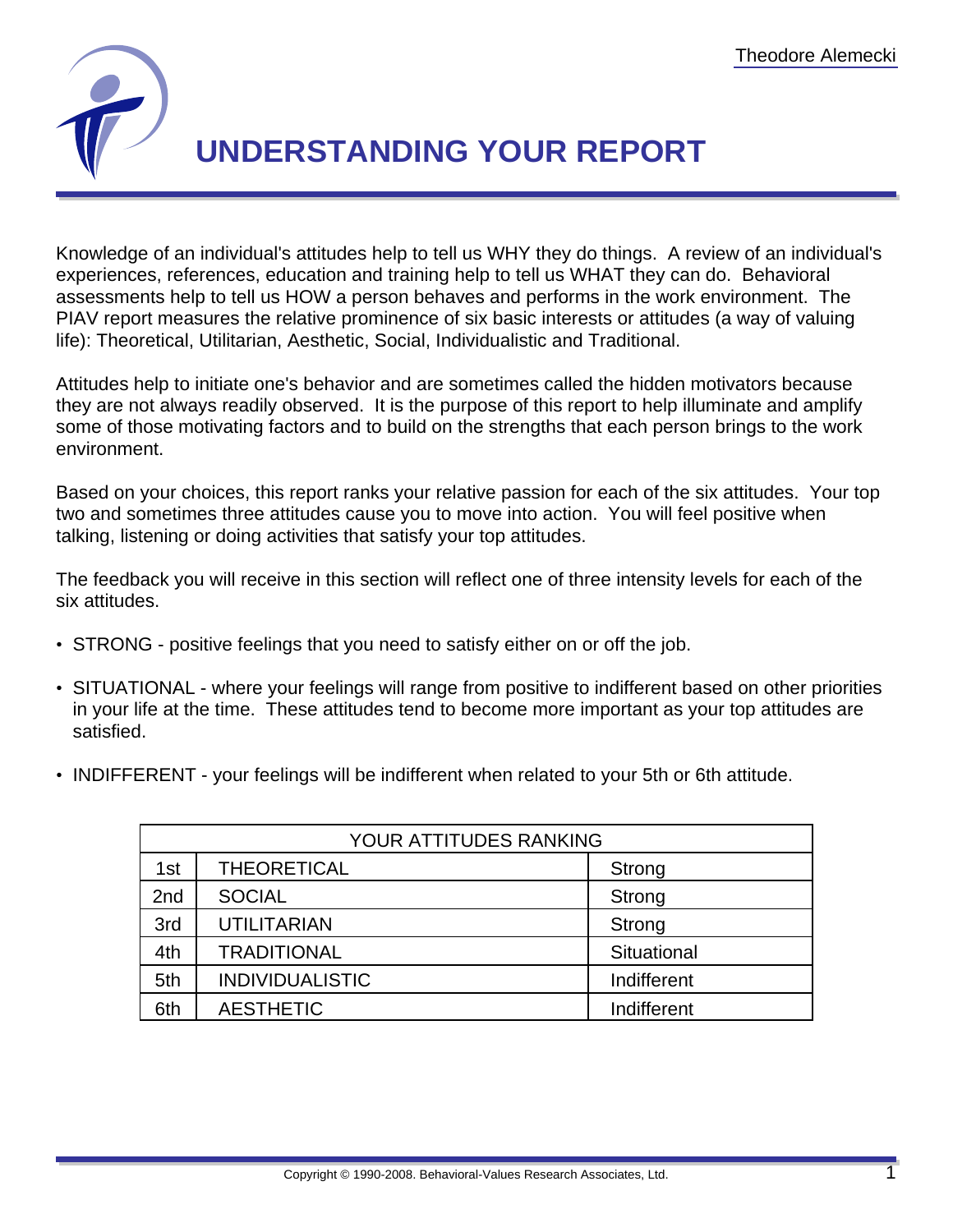# UNDERSTANDING YOUR REPORT

Knowledge of an individual's attitudes help to tell us WHY they do things. A review of an individual's experiences, references, education and training help to tell us WHAT they can do. Behavioral assessments help to tell us HOW a person behaves and performs in the work environment. The PIAV report measures the relative prominence of six basic interests or attitudes (a way of valuing life): Theoretical, Utilitarian, Aesthetic, Social, Individualistic and Traditional.

Attitudes help to initiate one's behavior and are sometimes called the hidden motivators because they are not always readily observed. It is the purpose of this report to help illuminate and amplify some of those motivating factors and to build on the strengths that each person brings to the work environment.

Based on your choices, this report ranks your relative passion for each of the six attitudes. Your top two and sometimes three attitudes cause you to move into action. You will feel positive when talking, listening or doing activities that satisfy your top attitudes.

The feedback you will receive in this section will reflect one of three intensity levels for each of the six attitudes.

- STRONG - positive feelings that you need to satisfy either on or off the job.
- SITUATIONAL - where your feelings will range from positive to indifferent based on other priorities in your life at the time. These attitudes tend to become more important as your top attitudes are satisfied.
- INDIFFERENT - your feelings will be indifferent when related to your 5th or 6th attitude.

| YOUR ATTITUDES RANKING | | |
|---|---|---|
| 1st | THEORETICAL | Strong |
| 2nd | SOCIAL | Strong |
| 3rd | UTILITARIAN | Strong |
| 4th | TRADITIONAL | Situational |
| 5th | INDIVIDUALISTIC | Indifferent |
| 6th | AESTHETIC | Indifferent |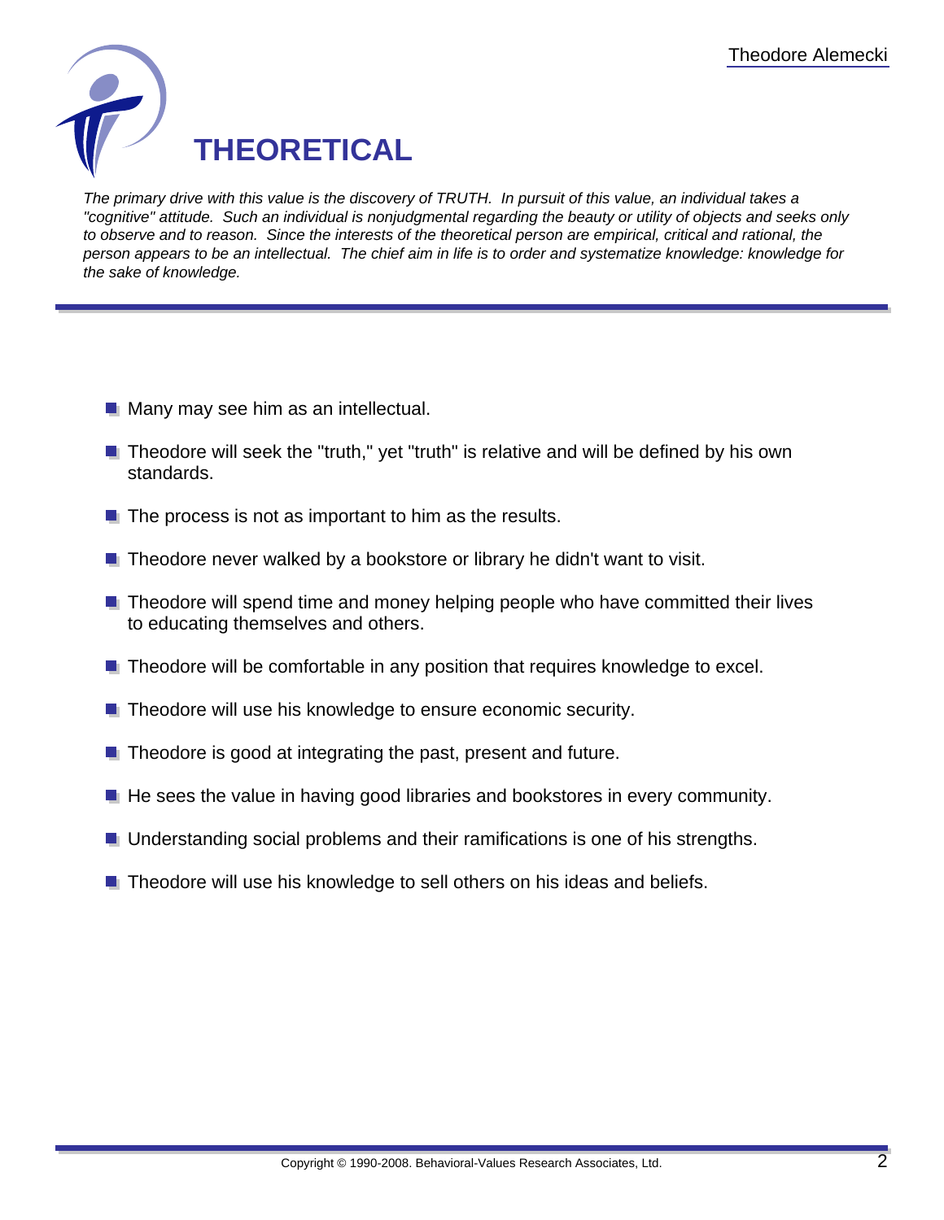# THEORETICAL

*The primary drive with this value is the discovery of TRUTH. In pursuit of this value, an individual takes a "cognitive" attitude. Such an individual is nonjudgmental regarding the beauty or utility of objects and seeks only to observe and to reason. Since the interests of the theoretical person are empirical, critical and rational, the person appears to be an intellectual. The chief aim in life is to order and systematize knowledge: knowledge for the sake of knowledge.*

- Many may see him as an intellectual.
- Theodore will seek the "truth," yet "truth" is relative and will be defined by his own standards.
- The process is not as important to him as the results.
- Theodore never walked by a bookstore or library he didn't want to visit.
- Theodore will spend time and money helping people who have committed their lives to educating themselves and others.
- Theodore will be comfortable in any position that requires knowledge to excel.
- Theodore will use his knowledge to ensure economic security.
- Theodore is good at integrating the past, present and future.
- He sees the value in having good libraries and bookstores in every community.
- Understanding social problems and their ramifications is one of his strengths.
- Theodore will use his knowledge to sell others on his ideas and beliefs.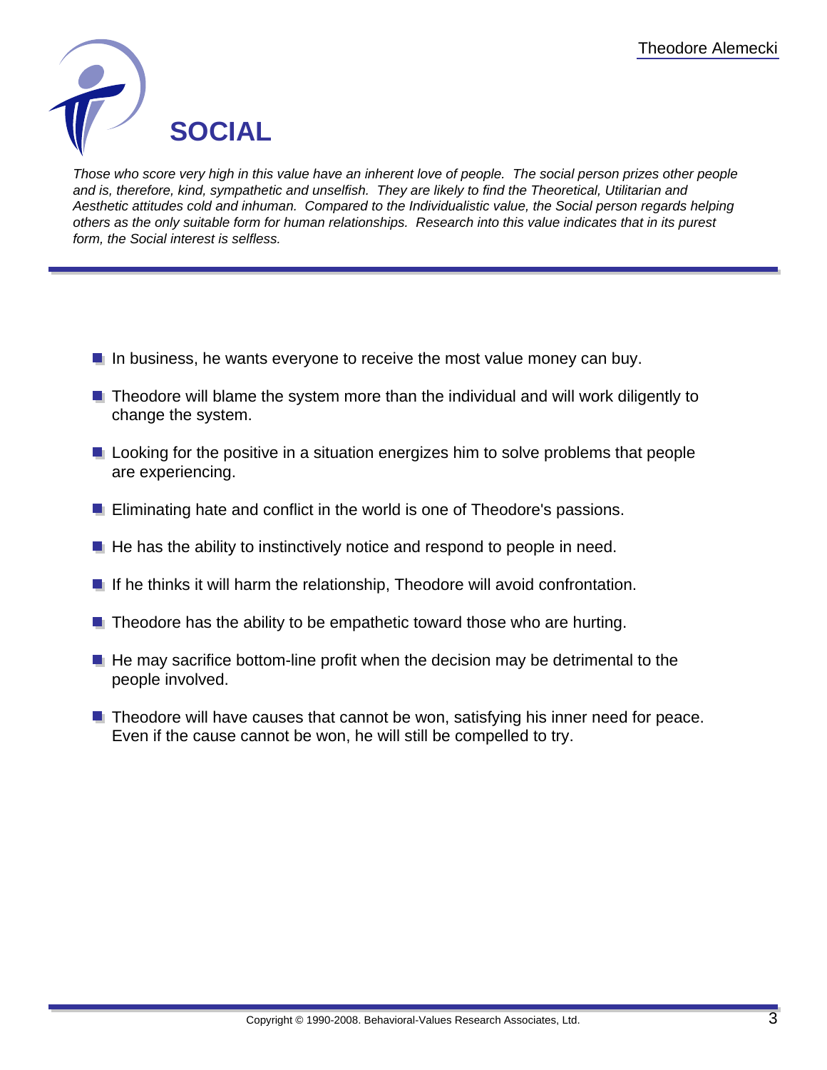# SOCIAL

*Those who score very high in this value have an inherent love of people. The social person prizes other people and is, therefore, kind, sympathetic and unselfish. They are likely to find the Theoretical, Utilitarian and Aesthetic attitudes cold and inhuman. Compared to the Individualistic value, the Social person regards helping others as the only suitable form for human relationships. Research into this value indicates that in its purest form, the Social interest is selfless.*

- In business, he wants everyone to receive the most value money can buy.
- Theodore will blame the system more than the individual and will work diligently to change the system.
- Looking for the positive in a situation energizes him to solve problems that people are experiencing.
- Eliminating hate and conflict in the world is one of Theodore's passions.
- He has the ability to instinctively notice and respond to people in need.
- If he thinks it will harm the relationship, Theodore will avoid confrontation.
- Theodore has the ability to be empathetic toward those who are hurting.
- He may sacrifice bottom-line profit when the decision may be detrimental to the people involved.
- Theodore will have causes that cannot be won, satisfying his inner need for peace. Even if the cause cannot be won, he will still be compelled to try.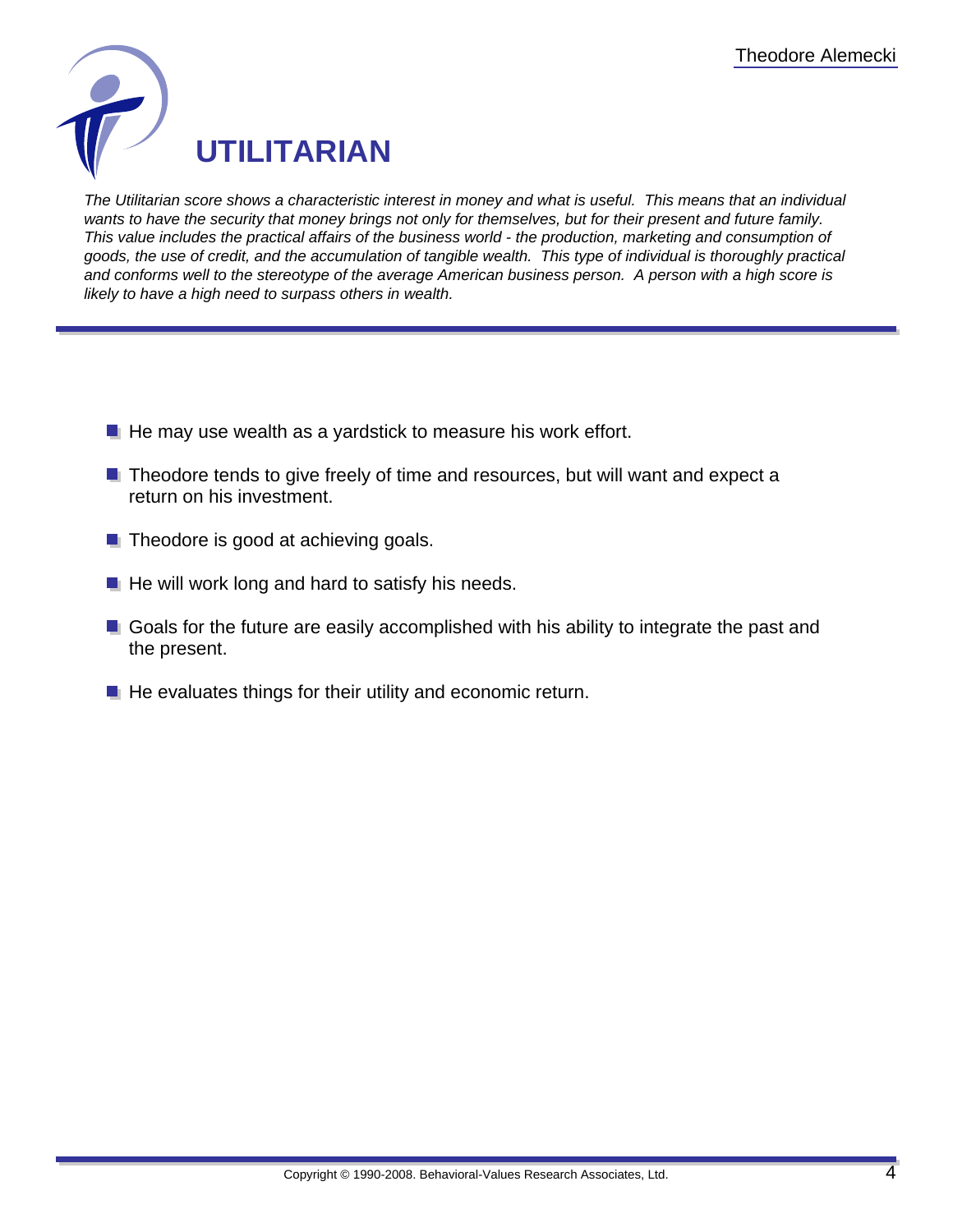# UTILITARIAN

*The Utilitarian score shows a characteristic interest in money and what is useful. This means that an individual wants to have the security that money brings not only for themselves, but for their present and future family. This value includes the practical affairs of the business world - the production, marketing and consumption of goods, the use of credit, and the accumulation of tangible wealth. This type of individual is thoroughly practical and conforms well to the stereotype of the average American business person. A person with a high score is likely to have a high need to surpass others in wealth.*

- He may use wealth as a yardstick to measure his work effort.
- Theodore tends to give freely of time and resources, but will want and expect a return on his investment.
- Theodore is good at achieving goals.
- He will work long and hard to satisfy his needs.
- Goals for the future are easily accomplished with his ability to integrate the past and the present.
- He evaluates things for their utility and economic return.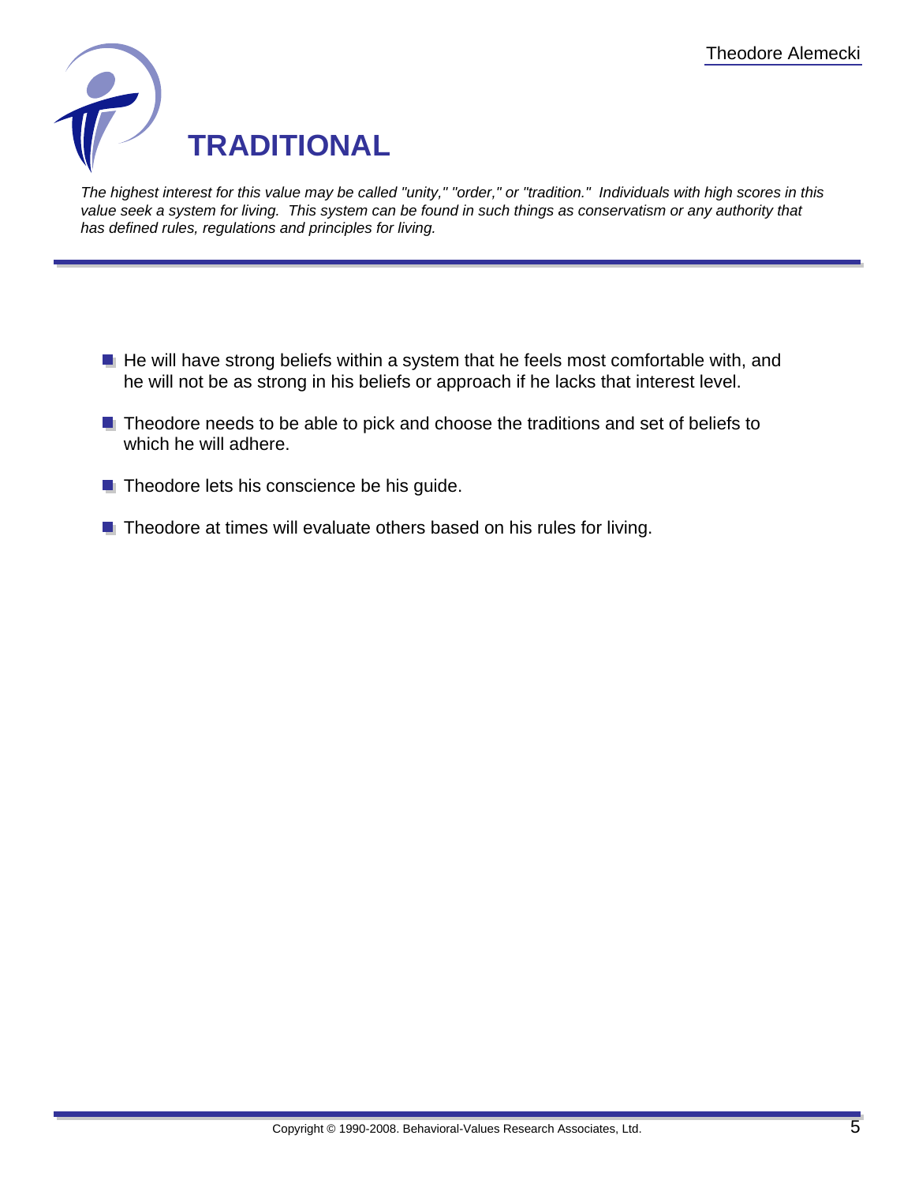# TRADITIONAL

*The highest interest for this value may be called "unity," "order," or "tradition." Individuals with high scores in this value seek a system for living. This system can be found in such things as conservatism or any authority that has defined rules, regulations and principles for living.*

- He will have strong beliefs within a system that he feels most comfortable with, and he will not be as strong in his beliefs or approach if he lacks that interest level.
- Theodore needs to be able to pick and choose the traditions and set of beliefs to which he will adhere.
- Theodore lets his conscience be his guide.
- Theodore at times will evaluate others based on his rules for living.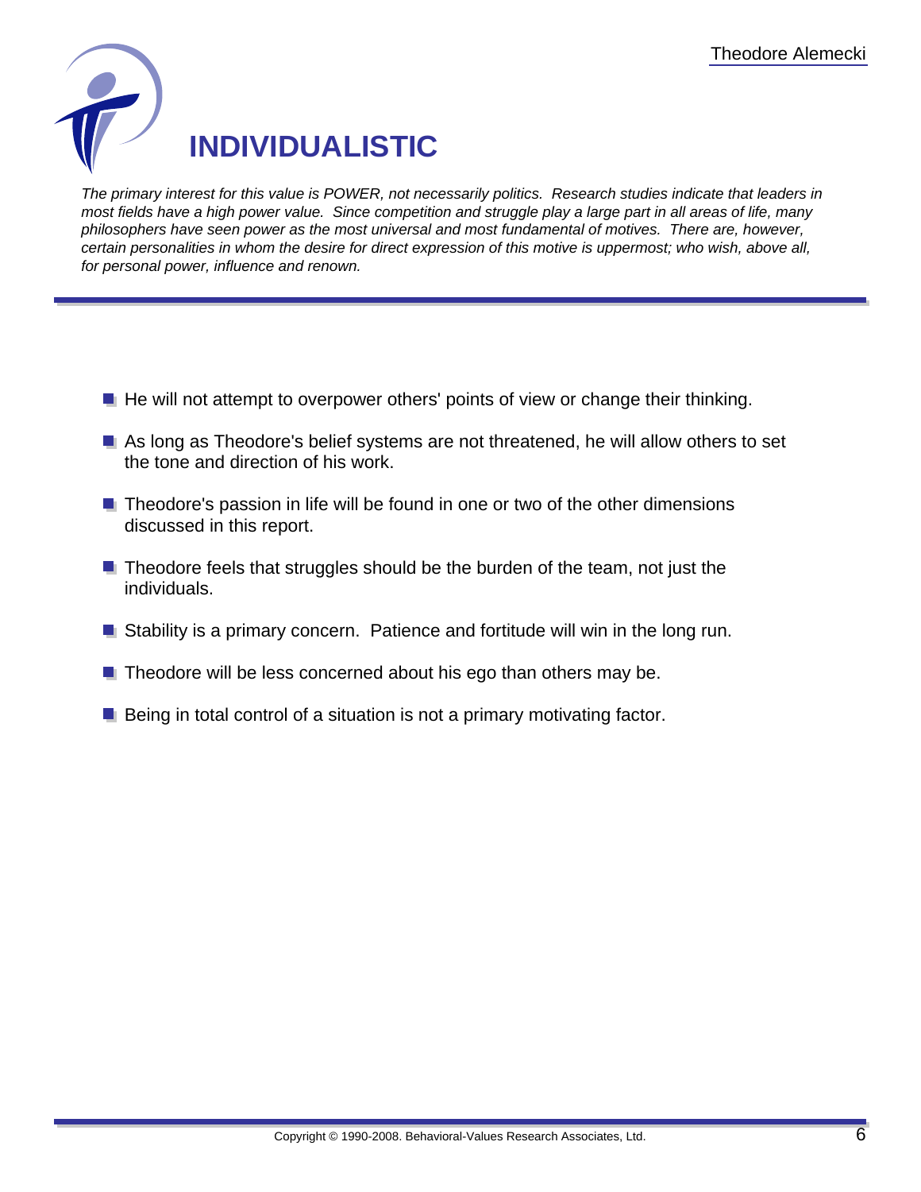# INDIVIDUALISTIC

*The primary interest for this value is POWER, not necessarily politics. Research studies indicate that leaders in most fields have a high power value. Since competition and struggle play a large part in all areas of life, many philosophers have seen power as the most universal and most fundamental of motives. There are, however, certain personalities in whom the desire for direct expression of this motive is uppermost; who wish, above all, for personal power, influence and renown.*

- He will not attempt to overpower others' points of view or change their thinking.
- As long as Theodore's belief systems are not threatened, he will allow others to set the tone and direction of his work.
- Theodore's passion in life will be found in one or two of the other dimensions discussed in this report.
- Theodore feels that struggles should be the burden of the team, not just the individuals.
- Stability is a primary concern. Patience and fortitude will win in the long run.
- Theodore will be less concerned about his ego than others may be.
- Being in total control of a situation is not a primary motivating factor.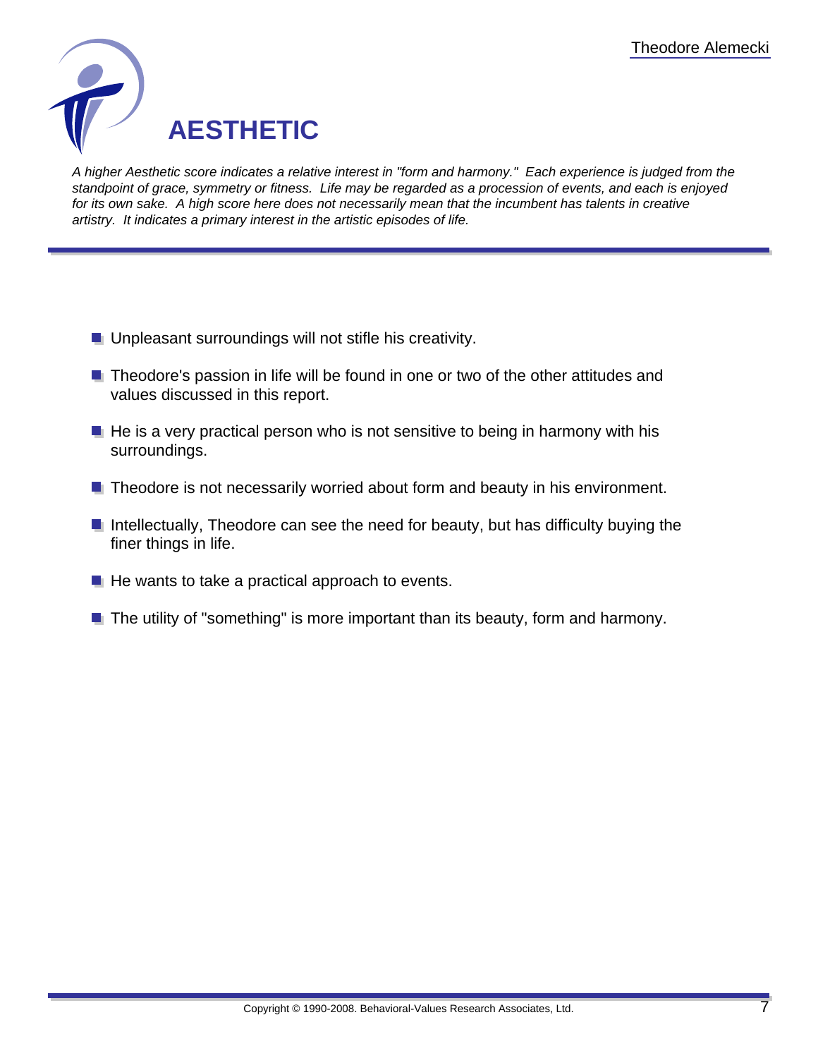# AESTHETIC

*A higher Aesthetic score indicates a relative interest in "form and harmony." Each experience is judged from the standpoint of grace, symmetry or fitness. Life may be regarded as a procession of events, and each is enjoyed for its own sake. A high score here does not necessarily mean that the incumbent has talents in creative artistry. It indicates a primary interest in the artistic episodes of life.*

- Unpleasant surroundings will not stifle his creativity.
- Theodore's passion in life will be found in one or two of the other attitudes and values discussed in this report.
- He is a very practical person who is not sensitive to being in harmony with his surroundings.
- Theodore is not necessarily worried about form and beauty in his environment.
- Intellectually, Theodore can see the need for beauty, but has difficulty buying the finer things in life.
- He wants to take a practical approach to events.
- The utility of "something" is more important than its beauty, form and harmony.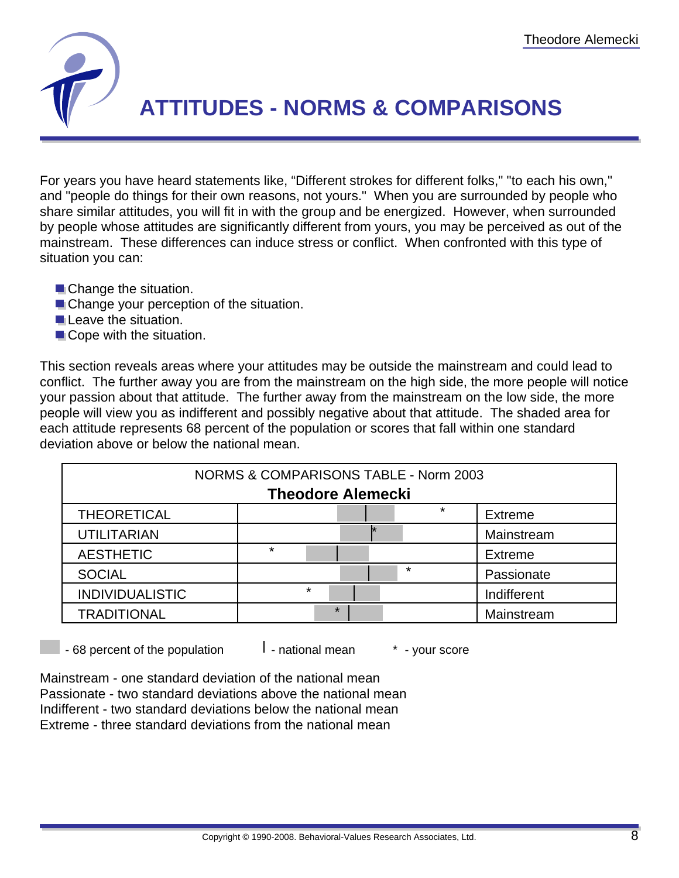# ATTITUDES - NORMS & COMPARISONS

For years you have heard statements like, "Different strokes for different folks," "to each his own," and "people do things for their own reasons, not yours." When you are surrounded by people who share similar attitudes, you will fit in with the group and be energized. However, when surrounded by people whose attitudes are significantly different from yours, you may be perceived as out of the mainstream. These differences can induce stress or conflict. When confronted with this type of situation you can:

- Change the situation.
- Change your perception of the situation.
- Leave the situation.
- Cope with the situation.

This section reveals areas where your attitudes may be outside the mainstream and could lead to conflict. The further away you are from the mainstream on the high side, the more people will notice your passion about that attitude. The further away from the mainstream on the low side, the more people will view you as indifferent and possibly negative about that attitude. The shaded area for each attitude represents 68 percent of the population or scores that fall within one standard deviation above or below the national mean.

NORMS & COMPARISONS TABLE - Norm 2003

**Theodore Alemecki**

| Attitude | Your Score Position | Rating |
| --- | --- | --- |
| THEORETICAL | * (above shaded area) | Extreme |
| UTILITARIAN | * (at national mean) | Mainstream |
| AESTHETIC | * (below shaded area) | Extreme |
| SOCIAL | * (above shaded area) | Passionate |
| INDIVIDUALISTIC | * (below shaded area) | Indifferent |
| TRADITIONAL | * (within shaded area, below mean) | Mainstream |

▒ - 68 percent of the population | - national mean * - your score

Mainstream - one standard deviation of the national mean
Passionate - two standard deviations above the national mean
Indifferent - two standard deviations below the national mean
Extreme - three standard deviations from the national mean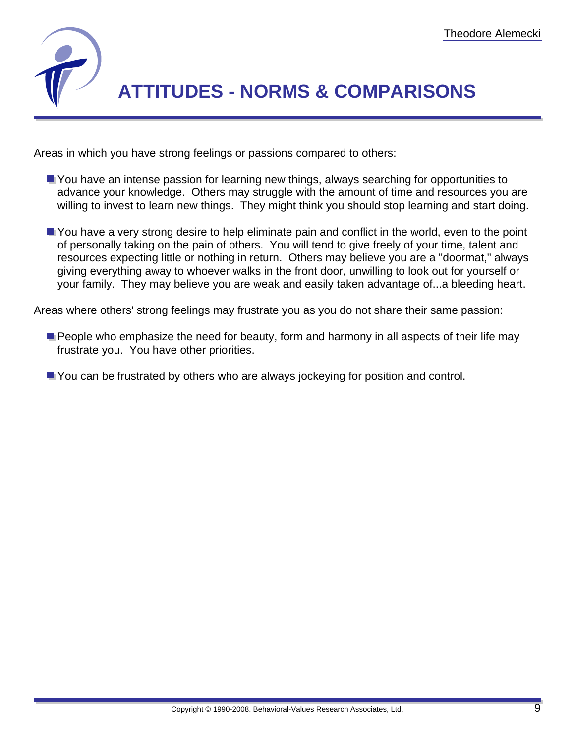# ATTITUDES - NORMS & COMPARISONS

Areas in which you have strong feelings or passions compared to others:

- You have an intense passion for learning new things, always searching for opportunities to advance your knowledge. Others may struggle with the amount of time and resources you are willing to invest to learn new things. They might think you should stop learning and start doing.
- You have a very strong desire to help eliminate pain and conflict in the world, even to the point of personally taking on the pain of others. You will tend to give freely of your time, talent and resources expecting little or nothing in return. Others may believe you are a "doormat," always giving everything away to whoever walks in the front door, unwilling to look out for yourself or your family. They may believe you are weak and easily taken advantage of...a bleeding heart.

Areas where others' strong feelings may frustrate you as you do not share their same passion:

- People who emphasize the need for beauty, form and harmony in all aspects of their life may frustrate you. You have other priorities.
- You can be frustrated by others who are always jockeying for position and control.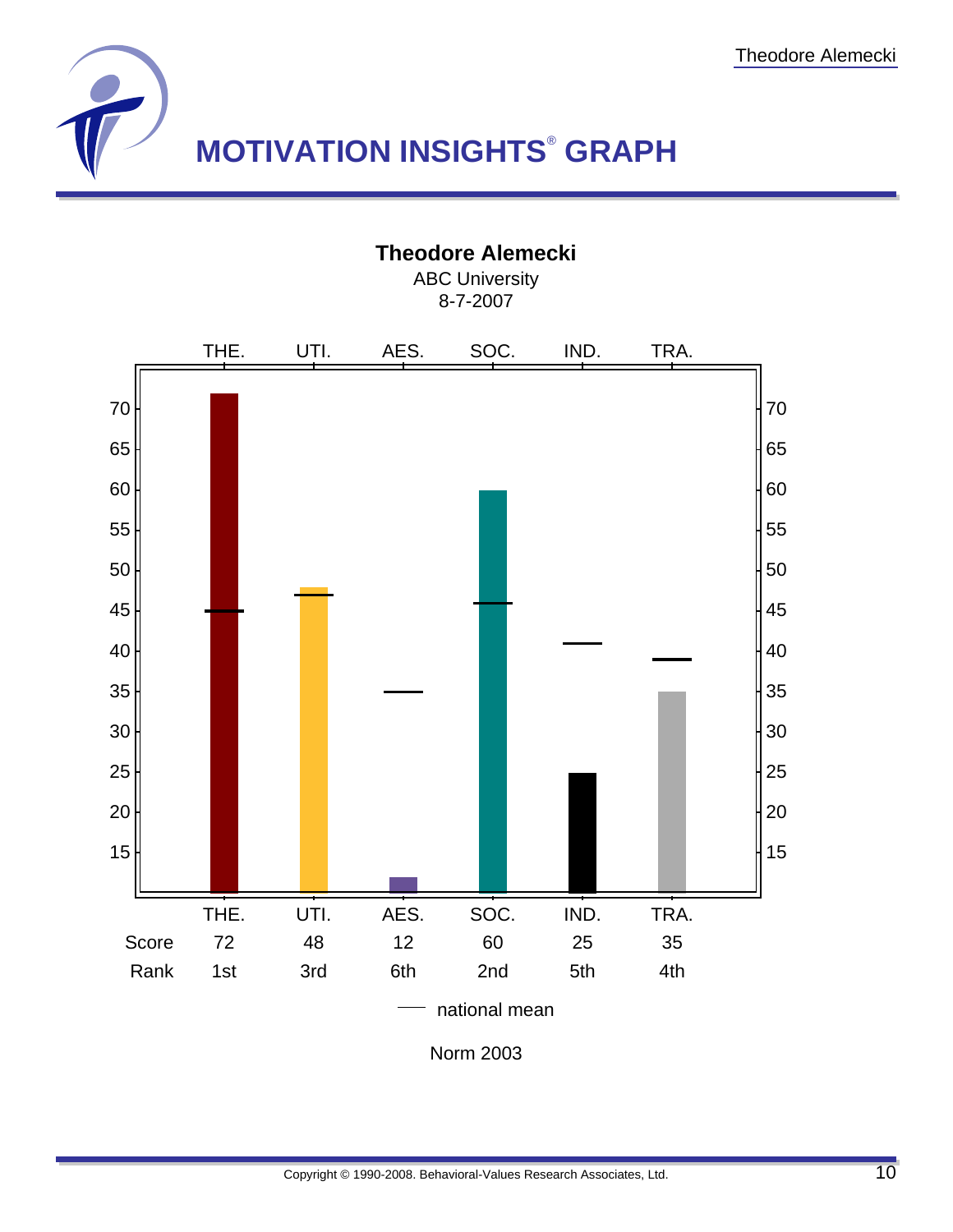# MOTIVATION INSIGHTS® GRAPH

**Theodore Alemecki**
ABC University
8-7-2007

|  | THE. | UTI. | AES. | SOC. | IND. | TRA. |
|---|---|---|---|---|---|---|
| Score | 72 | 48 | 12 | 60 | 25 | 35 |
| Rank | 1st | 3rd | 6th | 2nd | 5th | 4th |

— national mean

Norm 2003

Copyright © 1990-2008. Behavioral-Values Research Associates, Ltd.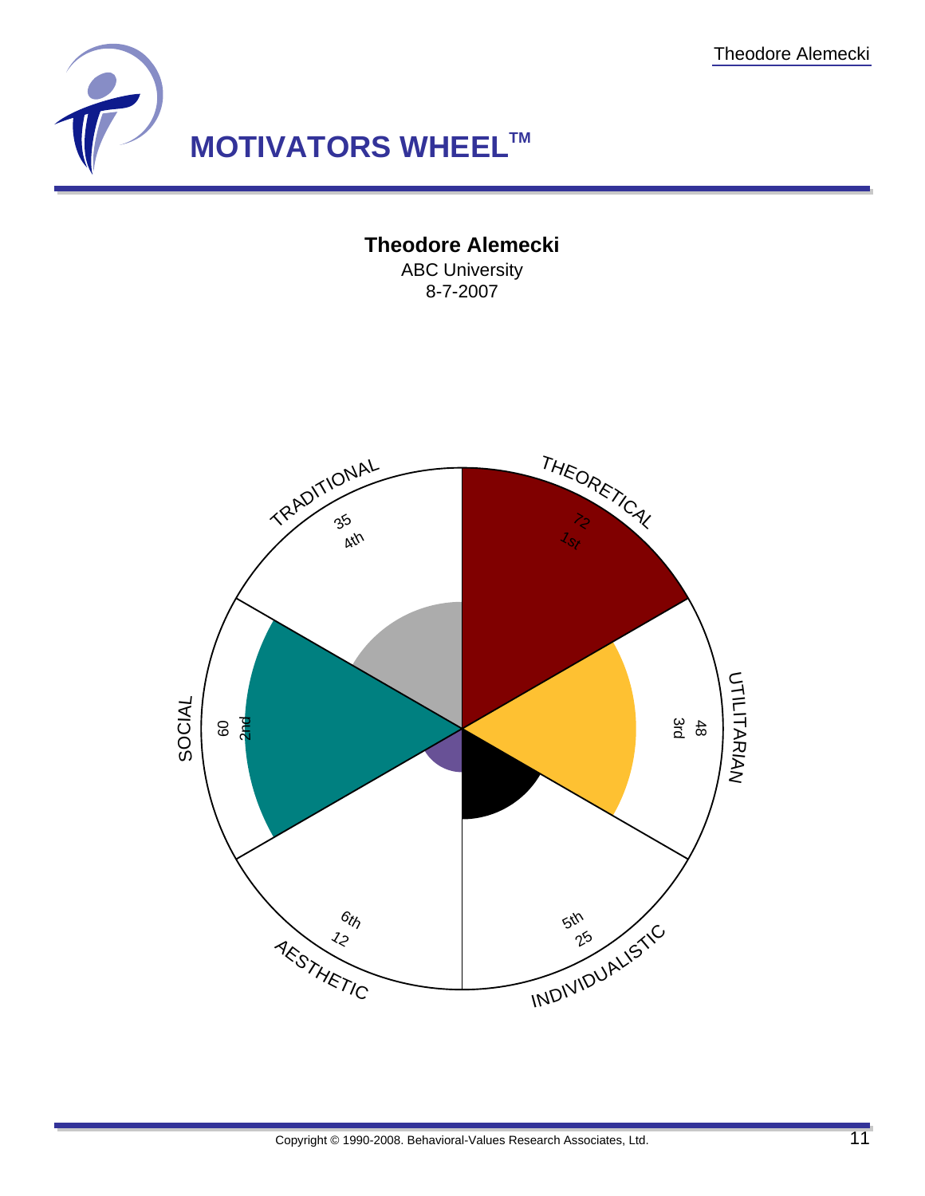# MOTIVATORS WHEEL™

**Theodore Alemecki**
ABC University
8-7-2007

THEORETICAL
72
1st

UTILITARIAN
48
3rd

INDIVIDUALISTIC
5th
25

AESTHETIC
6th
12

SOCIAL
60
2nd

TRADITIONAL
35
4th

Copyright © 1990-2008. Behavioral-Values Research Associates, Ltd.